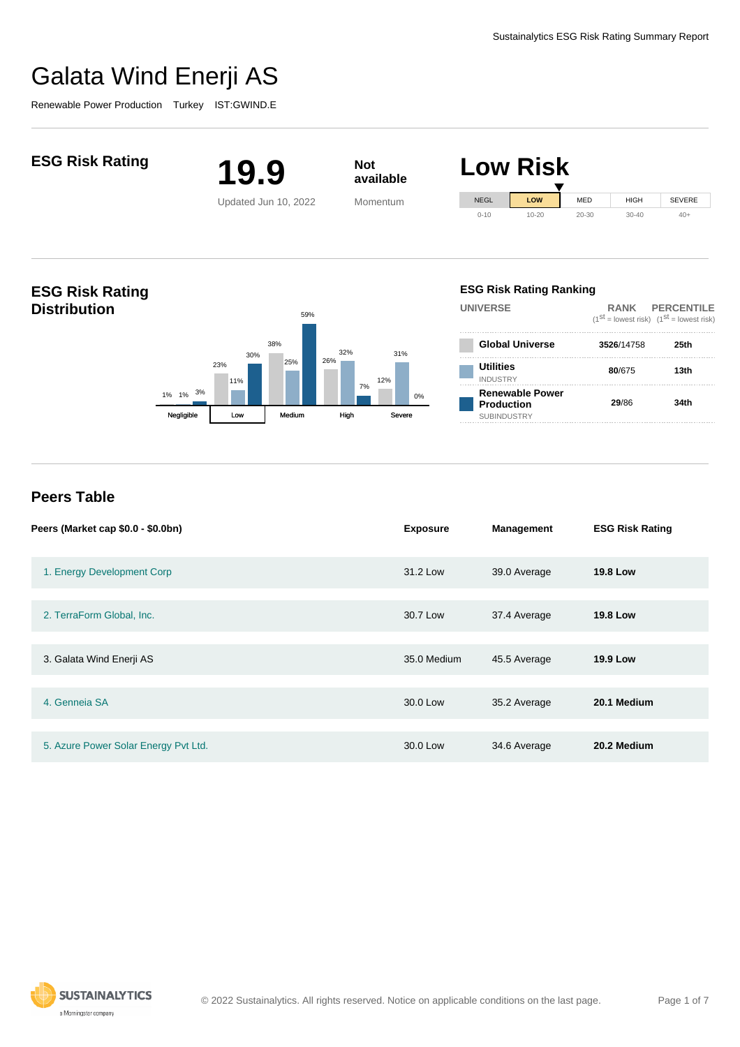# Galata Wind Enerji AS

Renewable Power Production Turkey IST:GWIND.E

## ESG Risk Rating

**19.9**

Updated Jun 10, 2022

**Not available**

Momentum

## Low Risk

| NEGL | LOW | MED | HIGH | SEVERE |
|---|---|---|---|---|
| 0-10 | 10-20 | 20-30 | 30-40 | 40+ |

## ESG Risk Rating Distribution

| | Global Universe | Utilities | Renewable Power Production |
|---|---|---|---|
| Negligible | 1% | 1% | 3% |
| Low | 23% | 11% | 30% |
| Medium | 38% | 25% | 59% |
| High | 26% | 32% | 7% |
| Severe | 12% | 31% | 0% |

## ESG Risk Rating Ranking

| UNIVERSE | RANK (1st = lowest risk) | PERCENTILE (1st = lowest risk) |
|---|---|---|
| Global Universe | **3526**/14758 | **25th** |
| Utilities INDUSTRY | **80**/675 | **13th** |
| Renewable Power Production SUBINDUSTRY | **29**/86 | **34th** |

## Peers Table

| Peers (Market cap $0.0 - $0.0bn) | Exposure | Management | ESG Risk Rating |
|---|---|---|---|
| 1. Energy Development Corp | 31.2 Low | 39.0 Average | **19.8 Low** |
| 2. TerraForm Global, Inc. | 30.7 Low | 37.4 Average | **19.8 Low** |
| 3. Galata Wind Enerji AS | 35.0 Medium | 45.5 Average | **19.9 Low** |
| 4. Genneia SA | 30.0 Low | 35.2 Average | **20.1 Medium** |
| 5. Azure Power Solar Energy Pvt Ltd. | 30.0 Low | 34.6 Average | **20.2 Medium** |

© 2022 Sustainalytics. All rights reserved. Notice on applicable conditions on the last page.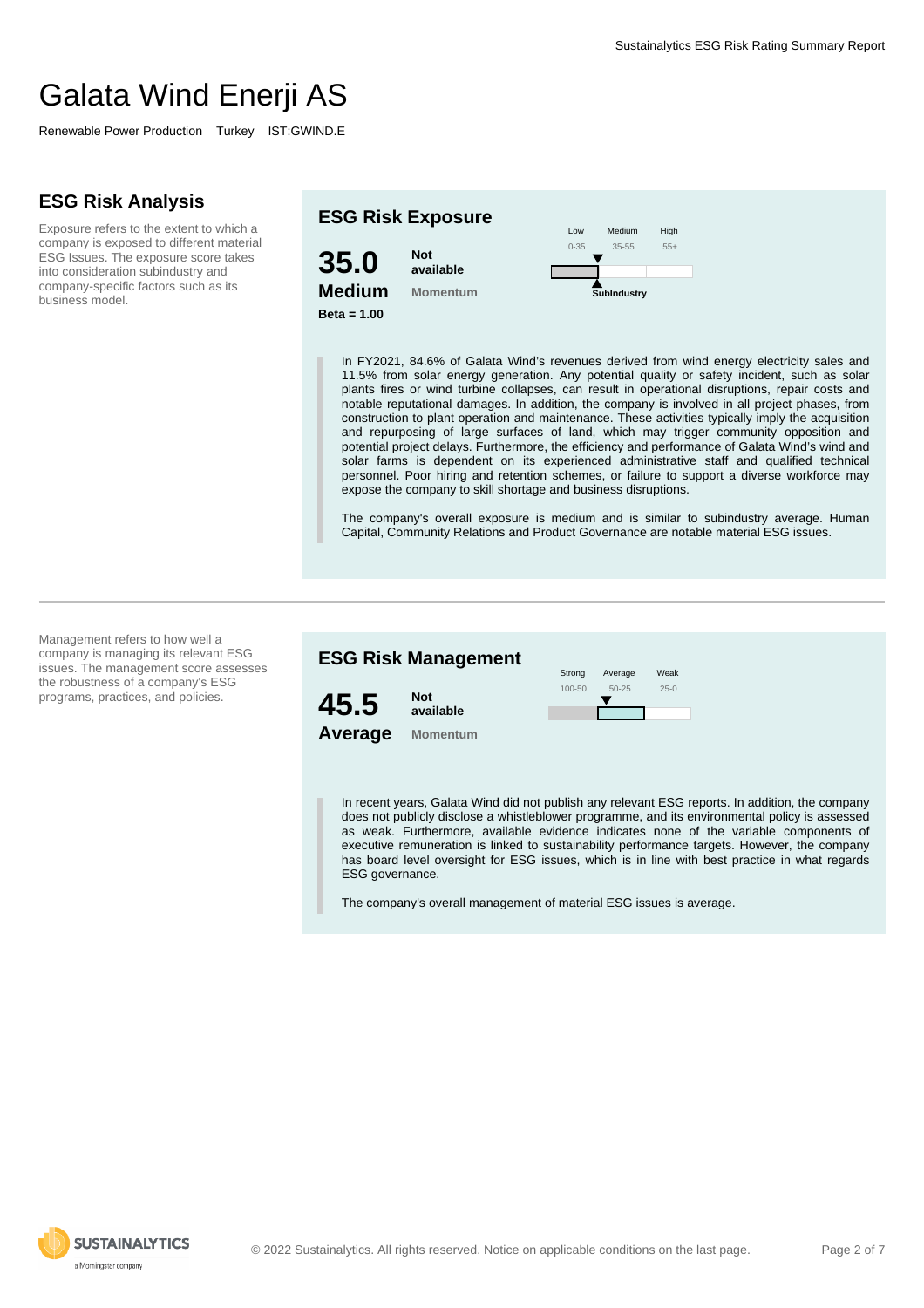# Galata Wind Enerji AS

Renewable Power Production   Turkey   IST:GWIND.E

## ESG Risk Analysis

Exposure refers to the extent to which a company is exposed to different material ESG Issues. The exposure score takes into consideration subindustry and company-specific factors such as its business model.

### ESG Risk Exposure

**35.0**
**Medium**
**Beta = 1.00**

**Not available**
Momentum

| Low | Medium | High |
|---|---|---|
| 0-35 | 35-55 | 55+ |

SubIndustry

In FY2021, 84.6% of Galata Wind's revenues derived from wind energy electricity sales and 11.5% from solar energy generation. Any potential quality or safety incident, such as solar plants fires or wind turbine collapses, can result in operational disruptions, repair costs and notable reputational damages. In addition, the company is involved in all project phases, from construction to plant operation and maintenance. These activities typically imply the acquisition and repurposing of large surfaces of land, which may trigger community opposition and potential project delays. Furthermore, the efficiency and performance of Galata Wind's wind and solar farms is dependent on its experienced administrative staff and qualified technical personnel. Poor hiring and retention schemes, or failure to support a diverse workforce may expose the company to skill shortage and business disruptions.

The company's overall exposure is medium and is similar to subindustry average. Human Capital, Community Relations and Product Governance are notable material ESG issues.

Management refers to how well a company is managing its relevant ESG issues. The management score assesses the robustness of a company's ESG programs, practices, and policies.

### ESG Risk Management

**45.5**
**Average**

**Not available**
Momentum

| Strong | Average | Weak |
|---|---|---|
| 100-50 | 50-25 | 25-0 |

In recent years, Galata Wind did not publish any relevant ESG reports. In addition, the company does not publicly disclose a whistleblower programme, and its environmental policy is assessed as weak. Furthermore, available evidence indicates none of the variable components of executive remuneration is linked to sustainability performance targets. However, the company has board level oversight for ESG issues, which is in line with best practice in what regards ESG governance.

The company's overall management of material ESG issues is average.

© 2022 Sustainalytics. All rights reserved. Notice on applicable conditions on the last page.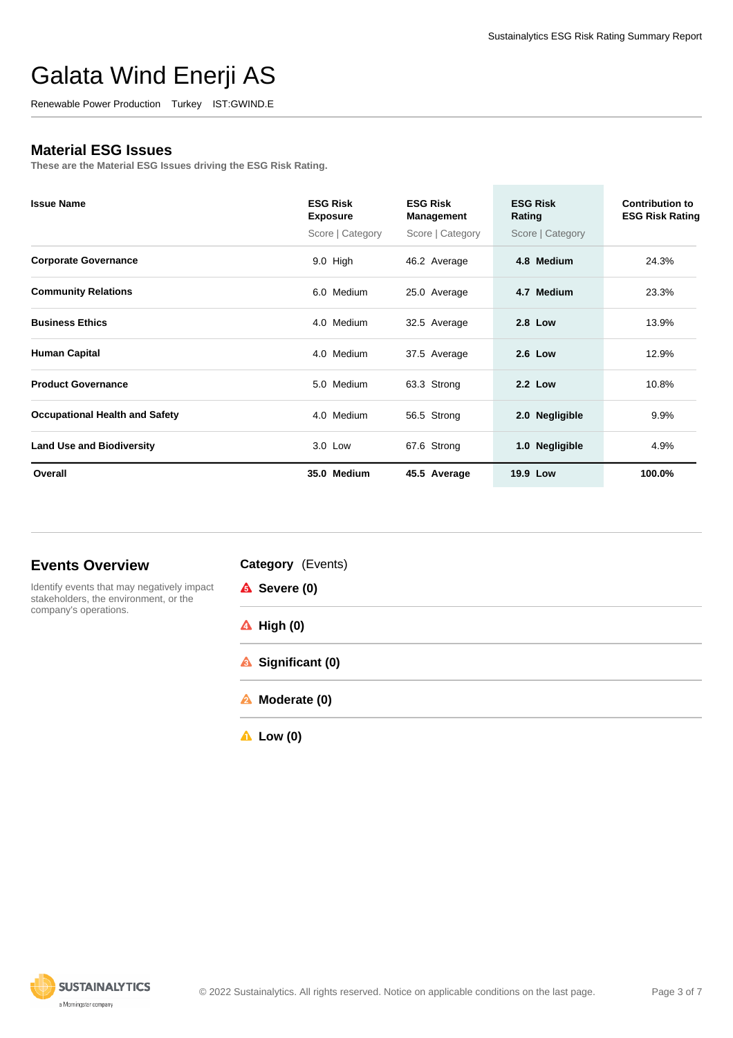# Galata Wind Enerji AS

Renewable Power Production   Turkey   IST:GWIND.E

## Material ESG Issues

These are the Material ESG Issues driving the ESG Risk Rating.

| Issue Name | ESG Risk Exposure<br>Score \| Category | ESG Risk Management<br>Score \| Category | ESG Risk Rating<br>Score \| Category | Contribution to ESG Risk Rating |
|---|---|---|---|---|
| **Corporate Governance** | 9.0 High | 46.2 Average | **4.8 Medium** | 24.3% |
| **Community Relations** | 6.0 Medium | 25.0 Average | **4.7 Medium** | 23.3% |
| **Business Ethics** | 4.0 Medium | 32.5 Average | **2.8 Low** | 13.9% |
| **Human Capital** | 4.0 Medium | 37.5 Average | **2.6 Low** | 12.9% |
| **Product Governance** | 5.0 Medium | 63.3 Strong | **2.2 Low** | 10.8% |
| **Occupational Health and Safety** | 4.0 Medium | 56.5 Strong | **2.0 Negligible** | 9.9% |
| **Land Use and Biodiversity** | 3.0 Low | 67.6 Strong | **1.0 Negligible** | 4.9% |
| **Overall** | **35.0 Medium** | **45.5 Average** | **19.9 Low** | **100.0%** |

## Events Overview

Identify events that may negatively impact stakeholders, the environment, or the company's operations.

**Category** (Events)

- **Severe (0)**
- **High (0)**
- **Significant (0)**
- **Moderate (0)**
- **Low (0)**

© 2022 Sustainalytics. All rights reserved. Notice on applicable conditions on the last page.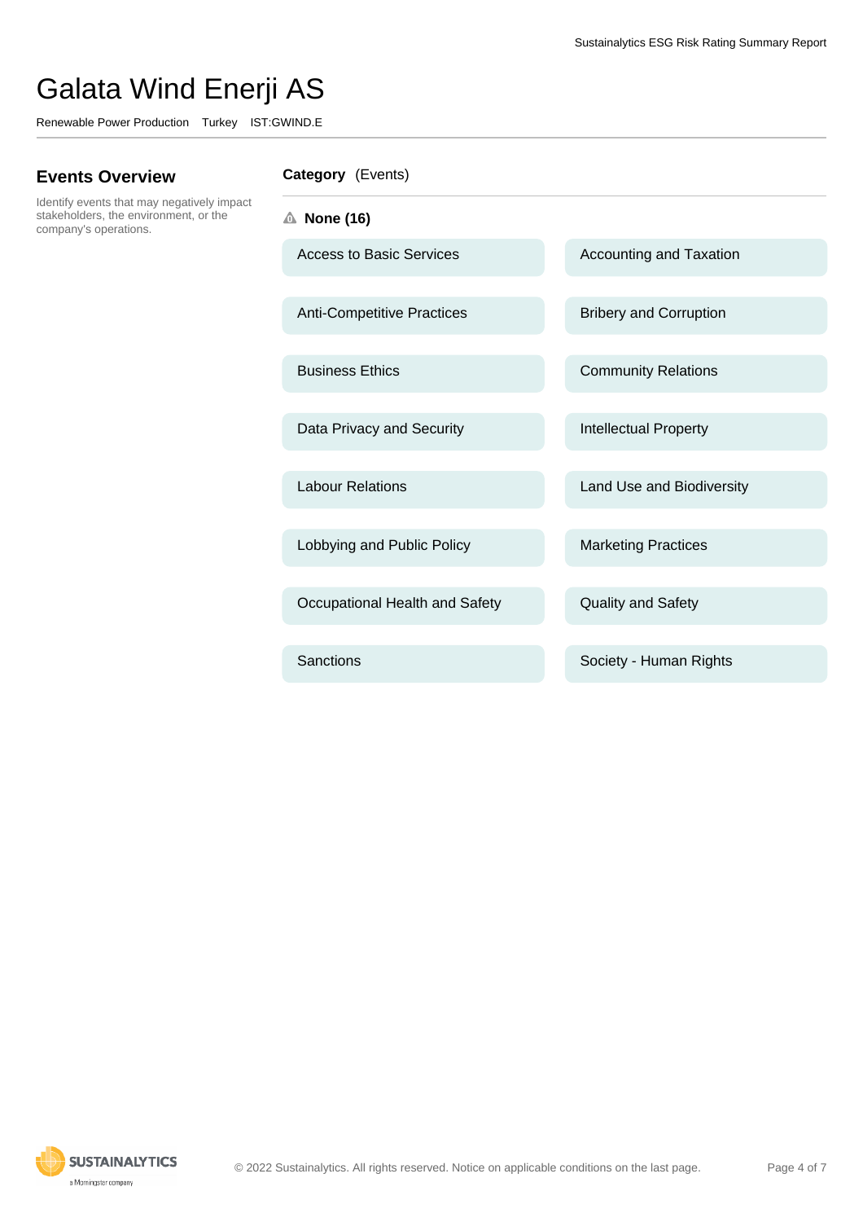# Galata Wind Enerji AS

Renewable Power Production Turkey IST:GWIND.E

## Events Overview

Identify events that may negatively impact stakeholders, the environment, or the company's operations.

**Category** (Events)

**None (16)**

- Access to Basic Services
- Accounting and Taxation
- Anti-Competitive Practices
- Bribery and Corruption
- Business Ethics
- Community Relations
- Data Privacy and Security
- Intellectual Property
- Labour Relations
- Land Use and Biodiversity
- Lobbying and Public Policy
- Marketing Practices
- Occupational Health and Safety
- Quality and Safety
- Sanctions
- Society - Human Rights

© 2022 Sustainalytics. All rights reserved. Notice on applicable conditions on the last page.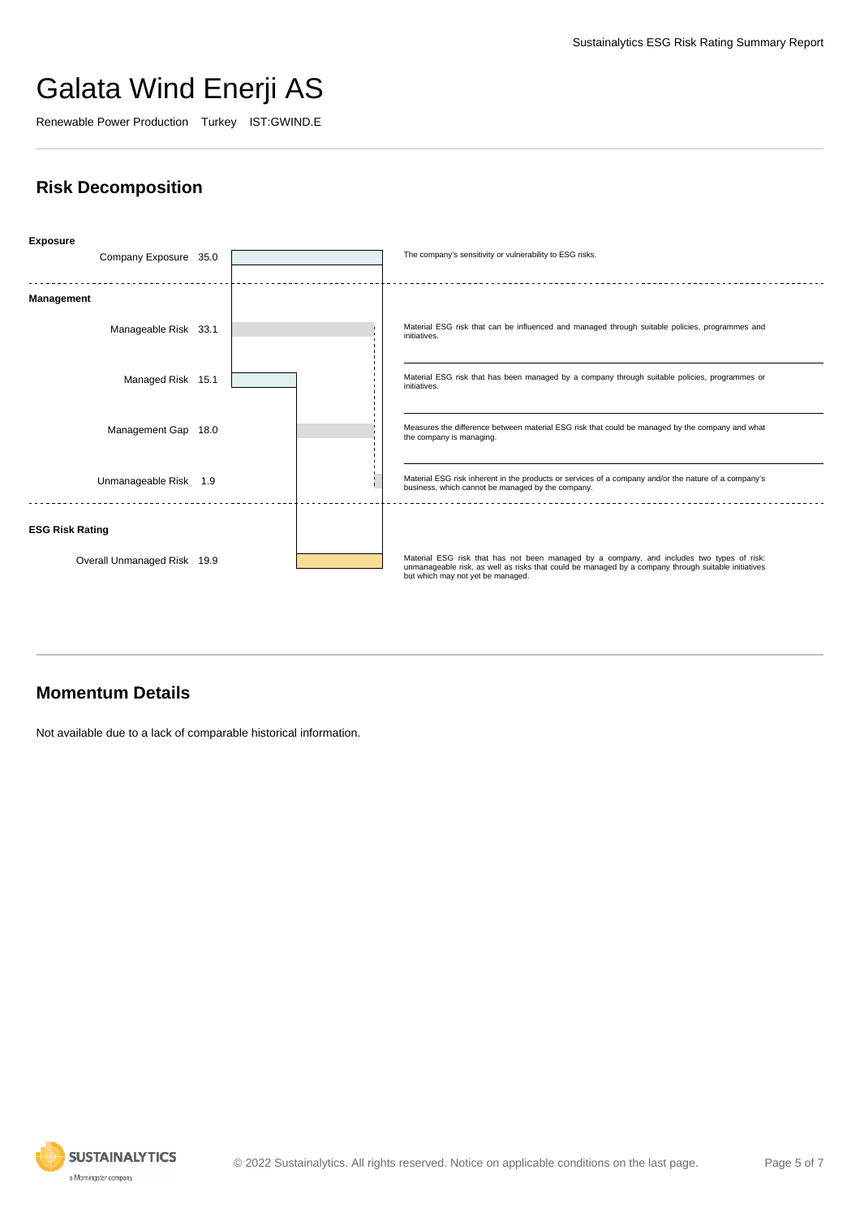# Galata Wind Enerji AS

Renewable Power Production Turkey IST:GWIND.E

## Risk Decomposition

| Category | Measure | Value | Description |
|---|---|---|---|
| **Exposure** | Company Exposure | 35.0 | The company's sensitivity or vulnerability to ESG risks. |
| **Management** | Manageable Risk | 33.1 | Material ESG risk that can be influenced and managed through suitable policies, programmes and initiatives. |
| | Managed Risk | 15.1 | Material ESG risk that has been managed by a company through suitable policies, programmes or initiatives. |
| | Management Gap | 18.0 | Measures the difference between material ESG risk that could be managed by the company and what the company is managing. |
| | Unmanageable Risk | 1.9 | Material ESG risk inherent in the products or services of a company and/or the nature of a company's business, which cannot be managed by the company. |
| **ESG Risk Rating** | Overall Unmanaged Risk | 19.9 | Material ESG risk that has not been managed by a company, and includes two types of risk: unmanageable risk, as well as risks that could be managed by a company through suitable initiatives but which may not yet be managed. |

## Momentum Details

Not available due to a lack of comparable historical information.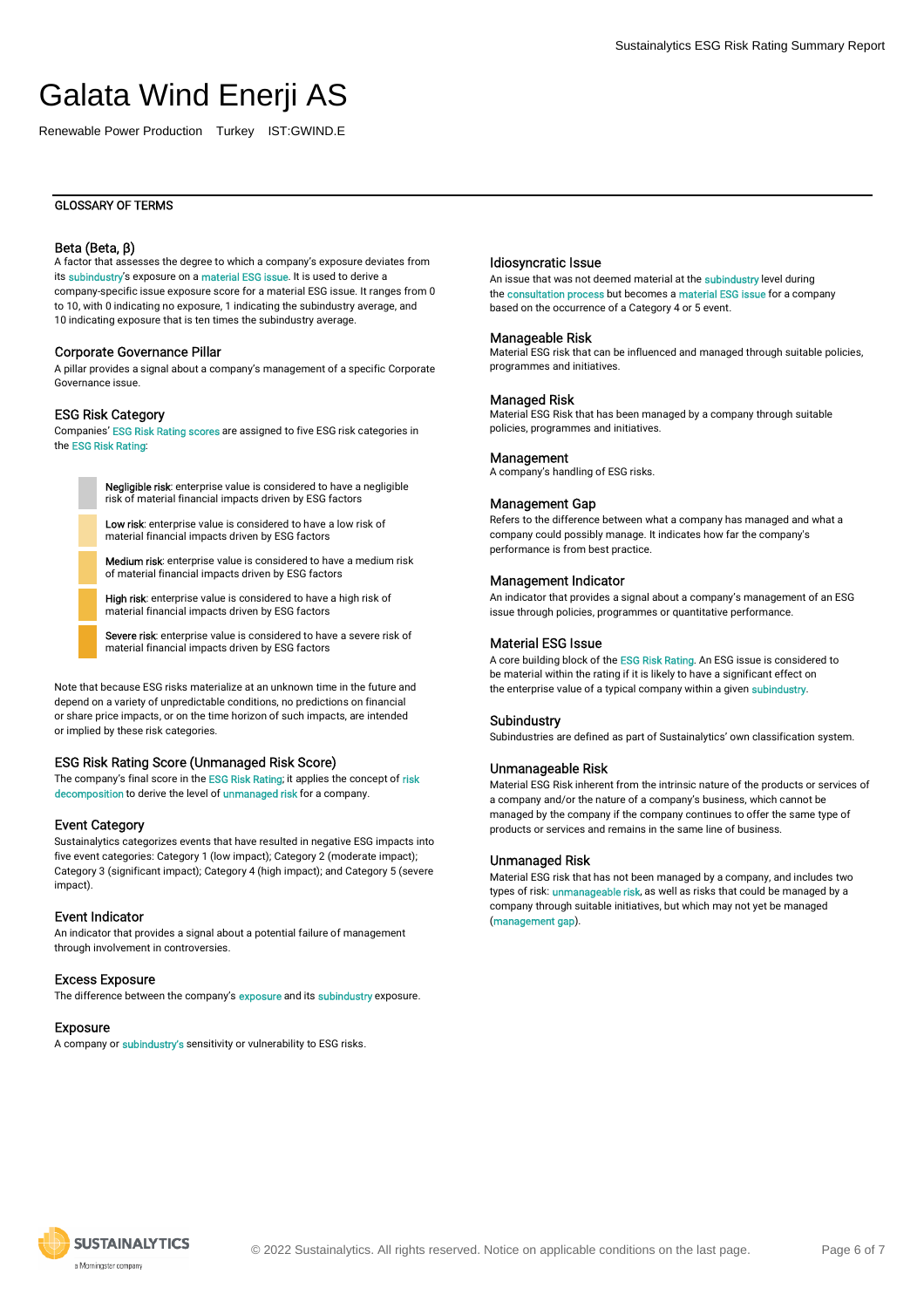# Galata Wind Enerji AS

Renewable Power Production   Turkey   IST:GWIND.E

## GLOSSARY OF TERMS

### Beta (Beta, β)

A factor that assesses the degree to which a company's exposure deviates from its subindustry's exposure on a material ESG issue. It is used to derive a company-specific issue exposure score for a material ESG issue. It ranges from 0 to 10, with 0 indicating no exposure, 1 indicating the subindustry average, and 10 indicating exposure that is ten times the subindustry average.

### Corporate Governance Pillar

A pillar provides a signal about a company's management of a specific Corporate Governance issue.

### ESG Risk Category

Companies' ESG Risk Rating scores are assigned to five ESG risk categories in the ESG Risk Rating:

- **Negligible risk**: enterprise value is considered to have a negligible risk of material financial impacts driven by ESG factors
- **Low risk**: enterprise value is considered to have a low risk of material financial impacts driven by ESG factors
- **Medium risk**: enterprise value is considered to have a medium risk of material financial impacts driven by ESG factors
- **High risk**: enterprise value is considered to have a high risk of material financial impacts driven by ESG factors
- **Severe risk**: enterprise value is considered to have a severe risk of material financial impacts driven by ESG factors

Note that because ESG risks materialize at an unknown time in the future and depend on a variety of unpredictable conditions, no predictions on financial or share price impacts, or on the time horizon of such impacts, are intended or implied by these risk categories.

### ESG Risk Rating Score (Unmanaged Risk Score)

The company's final score in the ESG Risk Rating; it applies the concept of risk decomposition to derive the level of unmanaged risk for a company.

### Event Category

Sustainalytics categorizes events that have resulted in negative ESG impacts into five event categories: Category 1 (low impact); Category 2 (moderate impact); Category 3 (significant impact); Category 4 (high impact); and Category 5 (severe impact).

### Event Indicator

An indicator that provides a signal about a potential failure of management through involvement in controversies.

### Excess Exposure

The difference between the company's exposure and its subindustry exposure.

### Exposure

A company or subindustry's sensitivity or vulnerability to ESG risks.

### Idiosyncratic Issue

An issue that was not deemed material at the subindustry level during the consultation process but becomes a material ESG issue for a company based on the occurrence of a Category 4 or 5 event.

### Manageable Risk

Material ESG risk that can be influenced and managed through suitable policies, programmes and initiatives.

### Managed Risk

Material ESG Risk that has been managed by a company through suitable policies, programmes and initiatives.

### Management

A company's handling of ESG risks.

### Management Gap

Refers to the difference between what a company has managed and what a company could possibly manage. It indicates how far the company's performance is from best practice.

### Management Indicator

An indicator that provides a signal about a company's management of an ESG issue through policies, programmes or quantitative performance.

### Material ESG Issue

A core building block of the ESG Risk Rating. An ESG issue is considered to be material within the rating if it is likely to have a significant effect on the enterprise value of a typical company within a given subindustry.

### Subindustry

Subindustries are defined as part of Sustainalytics' own classification system.

### Unmanageable Risk

Material ESG Risk inherent from the intrinsic nature of the products or services of a company and/or the nature of a company's business, which cannot be managed by the company if the company continues to offer the same type of products or services and remains in the same line of business.

### Unmanaged Risk

Material ESG risk that has not been managed by a company, and includes two types of risk: unmanageable risk, as well as risks that could be managed by a company through suitable initiatives, but which may not yet be managed (management gap).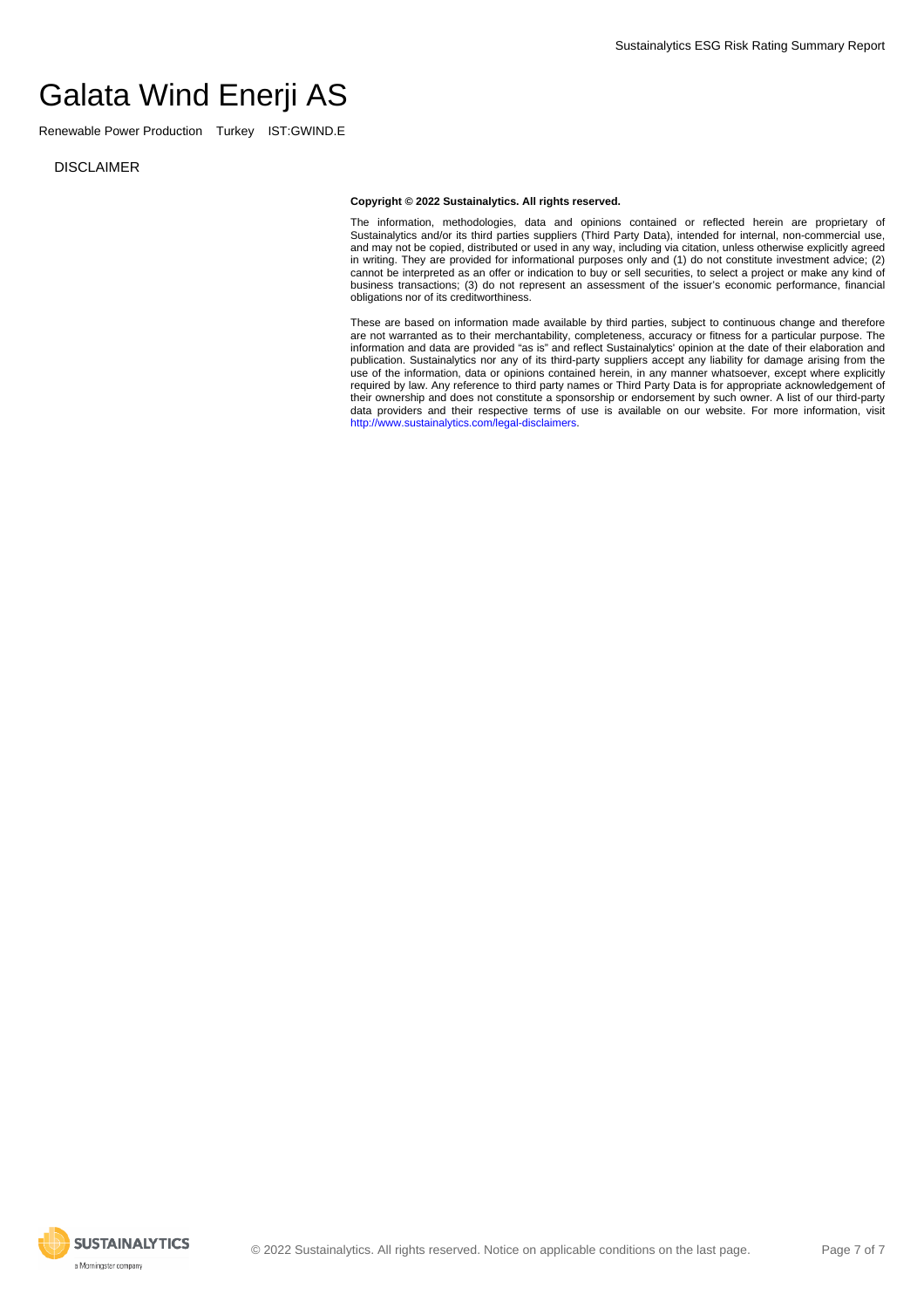# Galata Wind Enerji AS

Renewable Power Production    Turkey    IST:GWIND.E

DISCLAIMER

**Copyright © 2022 Sustainalytics. All rights reserved.**

The information, methodologies, data and opinions contained or reflected herein are proprietary of Sustainalytics and/or its third parties suppliers (Third Party Data), intended for internal, non-commercial use, and may not be copied, distributed or used in any way, including via citation, unless otherwise explicitly agreed in writing. They are provided for informational purposes only and (1) do not constitute investment advice; (2) cannot be interpreted as an offer or indication to buy or sell securities, to select a project or make any kind of business transactions; (3) do not represent an assessment of the issuer's economic performance, financial obligations nor of its creditworthiness.

These are based on information made available by third parties, subject to continuous change and therefore are not warranted as to their merchantability, completeness, accuracy or fitness for a particular purpose. The information and data are provided "as is" and reflect Sustainalytics' opinion at the date of their elaboration and publication. Sustainalytics nor any of its third-party suppliers accept any liability for damage arising from the use of the information, data or opinions contained herein, in any manner whatsoever, except where explicitly required by law. Any reference to third party names or Third Party Data is for appropriate acknowledgement of their ownership and does not constitute a sponsorship or endorsement by such owner. A list of our third-party data providers and their respective terms of use is available on our website. For more information, visit http://www.sustainalytics.com/legal-disclaimers.